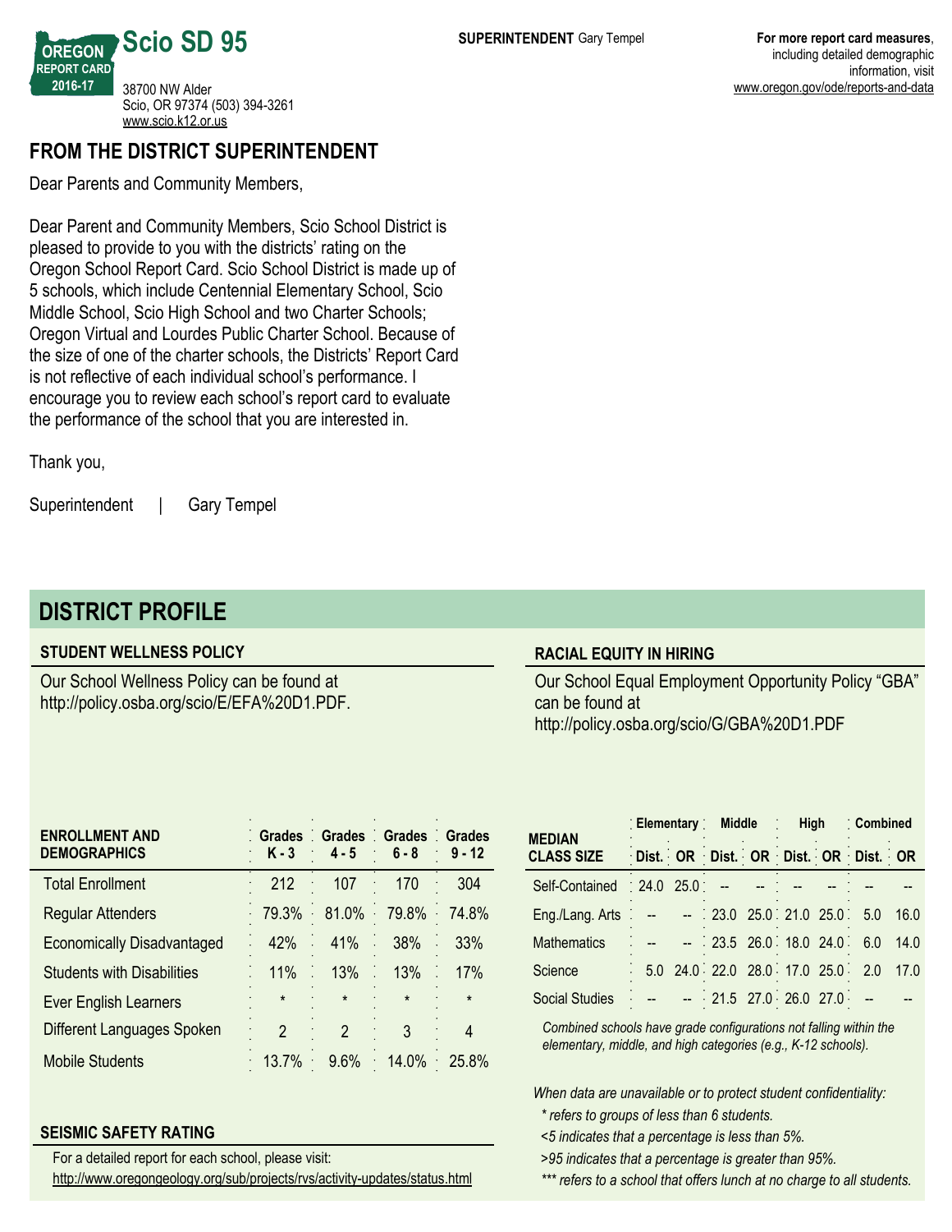# Scio SD 95

OREGON REPORT CARD 2016-17

38700 NW Alder
Scio, OR 97374 (503) 394-3261
www.scio.k12.or.us

**SUPERINTENDENT** Gary Tempel

**For more report card measures**, including detailed demographic information, visit www.oregon.gov/ode/reports-and-data

## FROM THE DISTRICT SUPERINTENDENT

Dear Parents and Community Members,

Dear Parent and Community Members, Scio School District is pleased to provide to you with the districts' rating on the Oregon School Report Card. Scio School District is made up of 5 schools, which include Centennial Elementary School, Scio Middle School, Scio High School and two Charter Schools; Oregon Virtual and Lourdes Public Charter School. Because of the size of one of the charter schools, the Districts' Report Card is not reflective of each individual school's performance. I encourage you to review each school's report card to evaluate the performance of the school that you are interested in.

Thank you,

Superintendent | Gary Tempel

## DISTRICT PROFILE

### STUDENT WELLNESS POLICY

Our School Wellness Policy can be found at http://policy.osba.org/scio/E/EFA%20D1.PDF.

### RACIAL EQUITY IN HIRING

Our School Equal Employment Opportunity Policy "GBA" can be found at http://policy.osba.org/scio/G/GBA%20D1.PDF

| ENROLLMENT AND DEMOGRAPHICS | Grades K - 3 | Grades 4 - 5 | Grades 6 - 8 | Grades 9 - 12 |
|---|---|---|---|---|
| Total Enrollment | 212 | 107 | 170 | 304 |
| Regular Attenders | 79.3% | 81.0% | 79.8% | 74.8% |
| Economically Disadvantaged | 42% | 41% | 38% | 33% |
| Students with Disabilities | 11% | 13% | 13% | 17% |
| Ever English Learners | * | * | * | * |
| Different Languages Spoken | 2 | 2 | 3 | 4 |
| Mobile Students | 13.7% | 9.6% | 14.0% | 25.8% |

| MEDIAN CLASS SIZE | Elementary | | Middle | | High | | Combined | |
|---|---|---|---|---|---|---|---|---|
| | Dist. | OR | Dist. | OR | Dist. | OR | Dist. | OR |
| Self-Contained | 24.0 | 25.0 | -- | -- | -- | -- | -- | -- |
| Eng./Lang. Arts | -- | -- | 23.0 | 25.0 | 21.0 | 25.0 | 5.0 | 16.0 |
| Mathematics | -- | -- | 23.5 | 26.0 | 18.0 | 24.0 | 6.0 | 14.0 |
| Science | 5.0 | 24.0 | 22.0 | 28.0 | 17.0 | 25.0 | 2.0 | 17.0 |
| Social Studies | -- | -- | 21.5 | 27.0 | 26.0 | 27.0 | -- | -- |

*Combined schools have grade configurations not falling within the elementary, middle, and high categories (e.g., K-12 schools).*

### SEISMIC SAFETY RATING

For a detailed report for each school, please visit:
http://www.oregongeology.org/sub/projects/rvs/activity-updates/status.html

*When data are unavailable or to protect student confidentiality:*

- *\* refers to groups of less than 6 students.*
- *<5 indicates that a percentage is less than 5%.*
- *>95 indicates that a percentage is greater than 95%.*
- *\*\*\* refers to a school that offers lunch at no charge to all students.*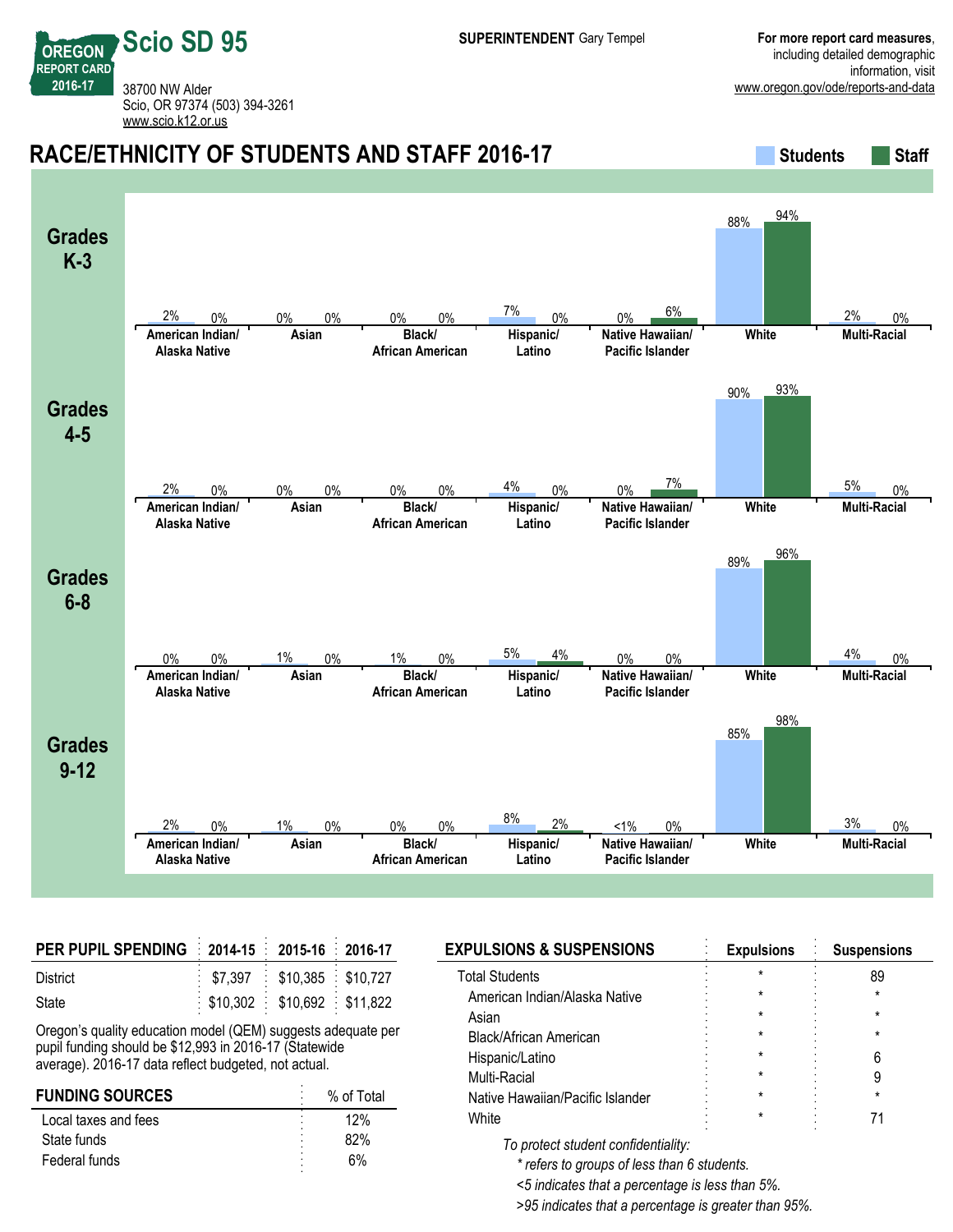# Scio SD 95

OREGON REPORT CARD 2016-17

38700 NW Alder
Scio, OR 97374 (503) 394-3261
www.scio.k12.or.us

**SUPERINTENDENT** Gary Tempel

**For more report card measures**, including detailed demographic information, visit www.oregon.gov/ode/reports-and-data

## RACE/ETHNICITY OF STUDENTS AND STAFF 2016-17

| Grades | Group | American Indian/ Alaska Native | Asian | Black/ African American | Hispanic/ Latino | Native Hawaiian/ Pacific Islander | White | Multi-Racial |
|---|---|---|---|---|---|---|---|---|
| K-3 | Students | 2% | 0% | 0% | 7% | 0% | 88% | 2% |
| K-3 | Staff | 0% | 0% | 0% | 0% | 6% | 94% | 0% |
| 4-5 | Students | 2% | 0% | 0% | 4% | 0% | 90% | 5% |
| 4-5 | Staff | 0% | 0% | 0% | 0% | 7% | 93% | 0% |
| 6-8 | Students | 0% | 1% | 1% | 5% | 0% | 89% | 4% |
| 6-8 | Staff | 0% | 0% | 0% | 4% | 0% | 96% | 0% |
| 9-12 | Students | 2% | 1% | 0% | 8% | <1% | 85% | 3% |
| 9-12 | Staff | 0% | 0% | 0% | 2% | 0% | 98% | 0% |

| PER PUPIL SPENDING | 2014-15 | 2015-16 | 2016-17 |
|---|---|---|---|
| District | $7,397 | $10,385 | $10,727 |
| State | $10,302 | $10,692 | $11,822 |

Oregon's quality education model (QEM) suggests adequate per pupil funding should be $12,993 in 2016-17 (Statewide average). 2016-17 data reflect budgeted, not actual.

| FUNDING SOURCES | % of Total |
|---|---|
| Local taxes and fees | 12% |
| State funds | 82% |
| Federal funds | 6% |

| EXPULSIONS & SUSPENSIONS | Expulsions | Suspensions |
|---|---|---|
| Total Students | * | 89 |
| American Indian/Alaska Native | * | * |
| Asian | * | * |
| Black/African American | * | * |
| Hispanic/Latino | * | 6 |
| Multi-Racial | * | 9 |
| Native Hawaiian/Pacific Islander | * | * |
| White | * | 71 |

*To protect student confidentiality:*
*\* refers to groups of less than 6 students.*
*<5 indicates that a percentage is less than 5%.*
*>95 indicates that a percentage is greater than 95%.*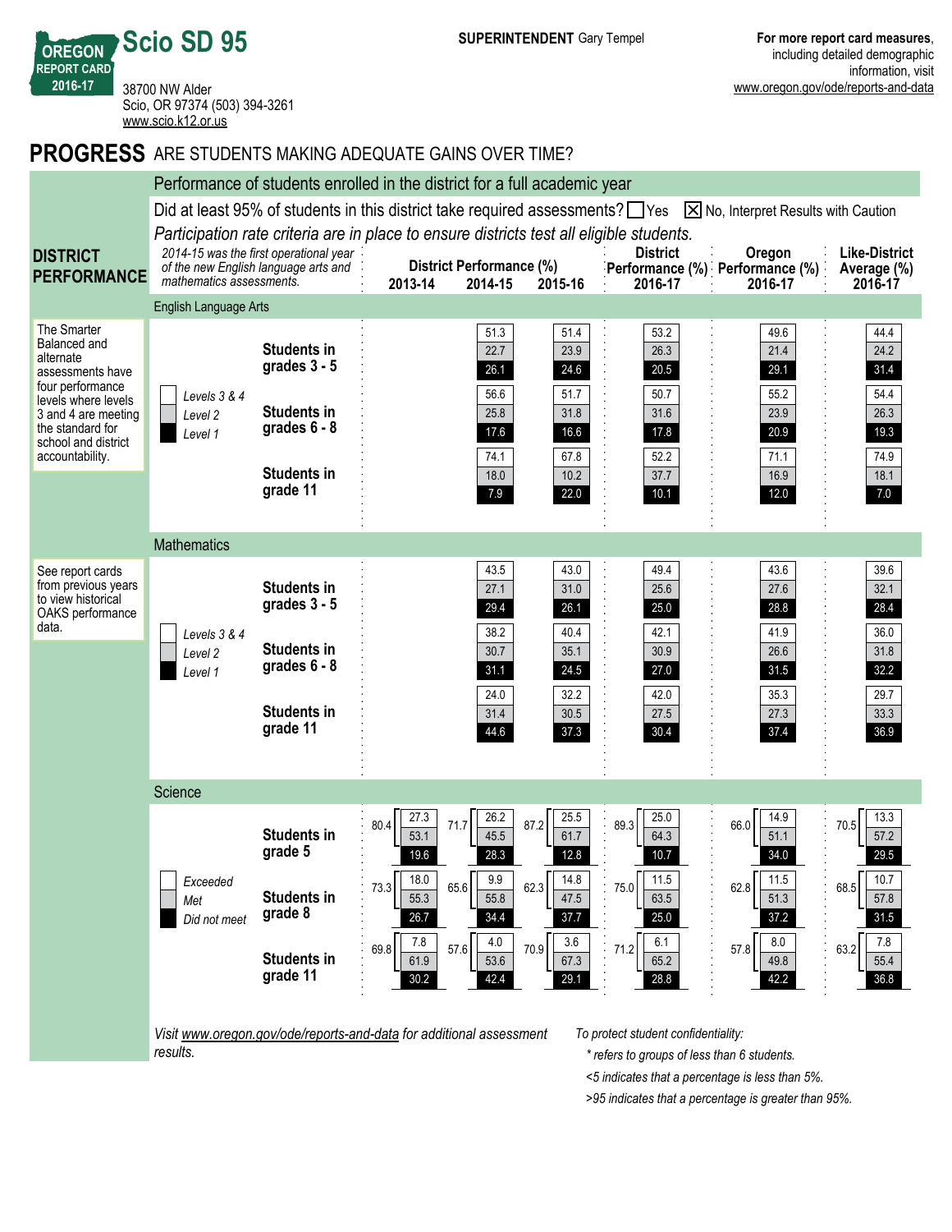**OREGON REPORT CARD 2016-17**

# Scio SD 95

38700 NW Alder
Scio, OR 97374 (503) 394-3261
www.scio.k12.or.us

**SUPERINTENDENT** Gary Tempel

**For more report card measures**, including detailed demographic information, visit www.oregon.gov/ode/reports-and-data

## PROGRESS ARE STUDENTS MAKING ADEQUATE GAINS OVER TIME?

### DISTRICT PERFORMANCE

Performance of students enrolled in the district for a full academic year

Did at least 95% of students in this district take required assessments? ☐ Yes ☒ No, Interpret Results with Caution

*Participation rate criteria are in place to ensure districts test all eligible students.*

*2014-15 was the first operational year of the new English language arts and mathematics assessments.*

#### English Language Arts

The Smarter Balanced and alternate assessments have four performance levels where levels 3 and 4 are meeting the standard for school and district accountability.

| | Level | District Performance (%) 2013-14 | 2014-15 | 2015-16 | District Performance (%) 2016-17 | Oregon Performance (%) 2016-17 | Like-District Average (%) 2016-17 |
|---|---|---|---|---|---|---|---|
| Students in grades 3 - 5 | Levels 3 & 4 | | 51.3 | 51.4 | 53.2 | 49.6 | 44.4 |
| | Level 2 | | 22.7 | 23.9 | 26.3 | 21.4 | 24.2 |
| | Level 1 | | 26.1 | 24.6 | 20.5 | 29.1 | 31.4 |
| Students in grades 6 - 8 | Levels 3 & 4 | | 56.6 | 51.7 | 50.7 | 55.2 | 54.4 |
| | Level 2 | | 25.8 | 31.8 | 31.6 | 23.9 | 26.3 |
| | Level 1 | | 17.6 | 16.6 | 17.8 | 20.9 | 19.3 |
| Students in grade 11 | Levels 3 & 4 | | 74.1 | 67.8 | 52.2 | 71.1 | 74.9 |
| | Level 2 | | 18.0 | 10.2 | 37.7 | 16.9 | 18.1 |
| | Level 1 | | 7.9 | 22.0 | 10.1 | 12.0 | 7.0 |

#### Mathematics

See report cards from previous years to view historical OAKS performance data.

| | Level | District Performance (%) 2013-14 | 2014-15 | 2015-16 | District Performance (%) 2016-17 | Oregon Performance (%) 2016-17 | Like-District Average (%) 2016-17 |
|---|---|---|---|---|---|---|---|
| Students in grades 3 - 5 | Levels 3 & 4 | | 43.5 | 43.0 | 49.4 | 43.6 | 39.6 |
| | Level 2 | | 27.1 | 31.0 | 25.6 | 27.6 | 32.1 |
| | Level 1 | | 29.4 | 26.1 | 25.0 | 28.8 | 28.4 |
| Students in grades 6 - 8 | Levels 3 & 4 | | 38.2 | 40.4 | 42.1 | 41.9 | 36.0 |
| | Level 2 | | 30.7 | 35.1 | 30.9 | 26.6 | 31.8 |
| | Level 1 | | 31.1 | 24.5 | 27.0 | 31.5 | 32.2 |
| Students in grade 11 | Levels 3 & 4 | | 24.0 | 32.2 | 42.0 | 35.3 | 29.7 |
| | Level 2 | | 31.4 | 30.5 | 27.5 | 27.3 | 33.3 |
| | Level 1 | | 44.6 | 37.3 | 30.4 | 37.4 | 36.9 |

#### Science

| | Level | District Performance (%) 2013-14 | 2014-15 | 2015-16 | District Performance (%) 2016-17 | Oregon Performance (%) 2016-17 | Like-District Average (%) 2016-17 |
|---|---|---|---|---|---|---|---|
| Students in grade 5 | Exceeded + Met | 80.4 | 71.7 | 87.2 | 89.3 | 66.0 | 70.5 |
| | Exceeded | 27.3 | 26.2 | 25.5 | 25.0 | 14.9 | 13.3 |
| | Met | 53.1 | 45.5 | 61.7 | 64.3 | 51.1 | 57.2 |
| | Did not meet | 19.6 | 28.3 | 12.8 | 10.7 | 34.0 | 29.5 |
| Students in grade 8 | Exceeded + Met | 73.3 | 65.6 | 62.3 | 75.0 | 62.8 | 68.5 |
| | Exceeded | 18.0 | 9.9 | 14.8 | 11.5 | 11.5 | 10.7 |
| | Met | 55.3 | 55.8 | 47.5 | 63.5 | 51.3 | 57.8 |
| | Did not meet | 26.7 | 34.4 | 37.7 | 25.0 | 37.2 | 31.5 |
| Students in grade 11 | Exceeded + Met | 69.8 | 57.6 | 70.9 | 71.2 | 57.8 | 63.2 |
| | Exceeded | 7.8 | 4.0 | 3.6 | 6.1 | 8.0 | 7.8 |
| | Met | 61.9 | 53.6 | 67.3 | 65.2 | 49.8 | 55.4 |
| | Did not meet | 30.2 | 42.4 | 29.1 | 28.8 | 42.2 | 36.8 |

*Visit www.oregon.gov/ode/reports-and-data for additional assessment results.*

*To protect student confidentiality:*

- ** refers to groups of less than 6 students.*
- *<5 indicates that a percentage is less than 5%.*
- *>95 indicates that a percentage is greater than 95%.*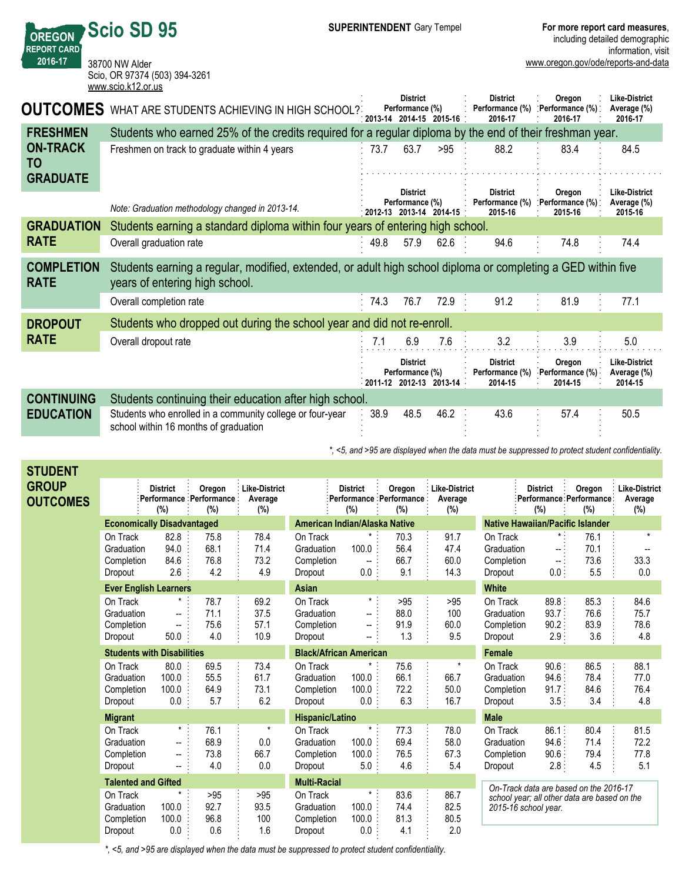# Scio SD 95

OREGON REPORT CARD 2016-17

38700 NW Alder
Scio, OR 97374 (503) 394-3261
www.scio.k12.or.us

**SUPERINTENDENT** Gary Tempel

**For more report card measures**, including detailed demographic information, visit www.oregon.gov/ode/reports-and-data

## OUTCOMES WHAT ARE STUDENTS ACHIEVING IN HIGH SCHOOL?

| | | District Performance (%) 2013-14 | 2014-15 | 2015-16 | District Performance (%) 2016-17 | Oregon Performance (%) 2016-17 | Like-District Average (%) 2016-17 |
|---|---|---|---|---|---|---|---|
| **FRESHMEN ON-TRACK TO GRADUATE** | Students who earned 25% of the credits required for a regular diploma by the end of their freshman year. | | | | | | |
| | Freshmen on track to graduate within 4 years | 73.7 | 63.7 | >95 | 88.2 | 83.4 | 84.5 |

*Note: Graduation methodology changed in 2013-14.*

| | | District Performance (%) 2012-13 | 2013-14 | 2014-15 | District Performance (%) 2015-16 | Oregon Performance (%) 2015-16 | Like-District Average (%) 2015-16 |
|---|---|---|---|---|---|---|---|
| **GRADUATION RATE** | Students earning a standard diploma within four years of entering high school. | | | | | | |
| | Overall graduation rate | 49.8 | 57.9 | 62.6 | 94.6 | 74.8 | 74.4 |
| **COMPLETION RATE** | Students earning a regular, modified, extended, or adult high school diploma or completing a GED within five years of entering high school. | | | | | | |
| | Overall completion rate | 74.3 | 76.7 | 72.9 | 91.2 | 81.9 | 77.1 |
| **DROPOUT RATE** | Students who dropped out during the school year and did not re-enroll. | | | | | | |
| | Overall dropout rate | 7.1 | 6.9 | 7.6 | 3.2 | 3.9 | 5.0 |

| | | District Performance (%) 2011-12 | 2012-13 | 2013-14 | District Performance (%) 2014-15 | Oregon Performance (%) 2014-15 | Like-District Average (%) 2014-15 |
|---|---|---|---|---|---|---|---|
| **CONTINUING EDUCATION** | Students continuing their education after high school. | | | | | | |
| | Students who enrolled in a community college or four-year school within 16 months of graduation | 38.9 | 48.5 | 46.2 | 43.6 | 57.4 | 50.5 |

*, <5, and >95 are displayed when the data must be suppressed to protect student confidentiality.

## STUDENT GROUP OUTCOMES

| Group | Measure | District Performance (%) | Oregon Performance (%) | Like-District Average (%) |
|---|---|---|---|---|
| **Economically Disadvantaged** | On Track | 82.8 | 75.8 | 78.4 |
| | Graduation | 94.0 | 68.1 | 71.4 |
| | Completion | 84.6 | 76.8 | 73.2 |
| | Dropout | 2.6 | 4.2 | 4.9 |
| **Ever English Learners** | On Track | * | 78.7 | 69.2 |
| | Graduation | -- | 71.1 | 37.5 |
| | Completion | -- | 75.6 | 57.1 |
| | Dropout | 50.0 | 4.0 | 10.9 |
| **Students with Disabilities** | On Track | 80.0 | 69.5 | 73.4 |
| | Graduation | 100.0 | 55.5 | 61.7 |
| | Completion | 100.0 | 64.9 | 73.1 |
| | Dropout | 0.0 | 5.7 | 6.2 |
| **Migrant** | On Track | * | 76.1 | * |
| | Graduation | -- | 68.9 | 0.0 |
| | Completion | -- | 73.8 | 66.7 |
| | Dropout | -- | 4.0 | 0.0 |
| **Talented and Gifted** | On Track | * | >95 | >95 |
| | Graduation | 100.0 | 92.7 | 93.5 |
| | Completion | 100.0 | 96.8 | 100 |
| | Dropout | 0.0 | 0.6 | 1.6 |
| **American Indian/Alaska Native** | On Track | * | 70.3 | 91.7 |
| | Graduation | 100.0 | 56.4 | 47.4 |
| | Completion | -- | 66.7 | 60.0 |
| | Dropout | 0.0 | 9.1 | 14.3 |
| **Asian** | On Track | * | >95 | >95 |
| | Graduation | -- | 88.0 | 100 |
| | Completion | -- | 91.9 | 60.0 |
| | Dropout | -- | 1.3 | 9.5 |
| **Black/African American** | On Track | * | 75.6 | * |
| | Graduation | 100.0 | 66.1 | 66.7 |
| | Completion | 100.0 | 72.2 | 50.0 |
| | Dropout | 0.0 | 6.3 | 16.7 |
| **Hispanic/Latino** | On Track | * | 77.3 | 78.0 |
| | Graduation | 100.0 | 69.4 | 58.0 |
| | Completion | 100.0 | 76.5 | 67.3 |
| | Dropout | 5.0 | 4.6 | 5.4 |
| **Multi-Racial** | On Track | * | 83.6 | 86.7 |
| | Graduation | 100.0 | 74.4 | 82.5 |
| | Completion | 100.0 | 81.3 | 80.5 |
| | Dropout | 0.0 | 4.1 | 2.0 |
| **Native Hawaiian/Pacific Islander** | On Track | * | 76.1 | * |
| | Graduation | -- | 70.1 | -- |
| | Completion | -- | 73.6 | 33.3 |
| | Dropout | 0.0 | 5.5 | 0.0 |
| **White** | On Track | 89.8 | 85.3 | 84.6 |
| | Graduation | 93.7 | 76.6 | 75.7 |
| | Completion | 90.2 | 83.9 | 78.6 |
| | Dropout | 2.9 | 3.6 | 4.8 |
| **Female** | On Track | 90.6 | 86.5 | 88.1 |
| | Graduation | 94.6 | 78.4 | 77.0 |
| | Completion | 91.7 | 84.6 | 76.4 |
| | Dropout | 3.5 | 3.4 | 4.8 |
| **Male** | On Track | 86.1 | 80.4 | 81.5 |
| | Graduation | 94.6 | 71.4 | 72.2 |
| | Completion | 90.6 | 79.4 | 77.8 |
| | Dropout | 2.8 | 4.5 | 5.1 |

*On-Track data are based on the 2016-17 school year; all other data are based on the 2015-16 school year.*

*, <5, and >95 are displayed when the data must be suppressed to protect student confidentiality.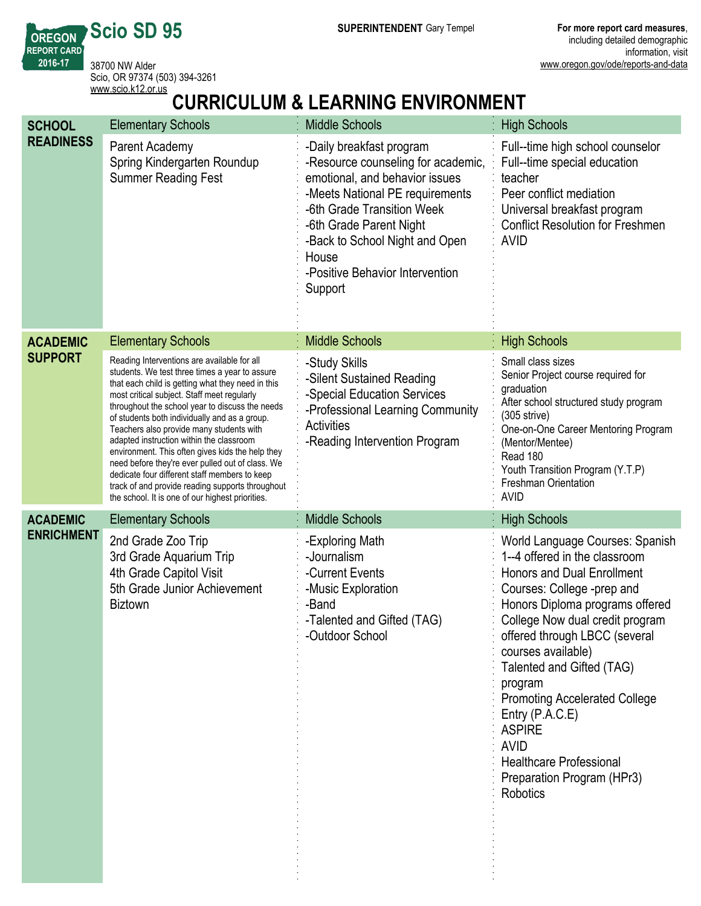Scio SD 95

OREGON REPORT CARD 2016-17

38700 NW Alder
Scio, OR 97374 (503) 394-3261
www.scio.k12.or.us

**SUPERINTENDENT** Gary Tempel

**For more report card measures**, including detailed demographic information, visit www.oregon.gov/ode/reports-and-data

# CURRICULUM & LEARNING ENVIRONMENT

| | Elementary Schools | Middle Schools | High Schools |
|---|---|---|---|
| **SCHOOL READINESS** | Parent Academy<br>Spring Kindergarten Roundup<br>Summer Reading Fest | -Daily breakfast program<br>-Resource counseling for academic, emotional, and behavior issues<br>-Meets National PE requirements<br>-6th Grade Transition Week<br>-6th Grade Parent Night<br>-Back to School Night and Open House<br>-Positive Behavior Intervention Support | Full--time high school counselor<br>Full--time special education teacher<br>Peer conflict mediation<br>Universal breakfast program<br>Conflict Resolution for Freshmen<br>AVID |
| **ACADEMIC SUPPORT** | Reading Interventions are available for all students. We test three times a year to assure that each child is getting what they need in this most critical subject. Staff meet regularly throughout the school year to discuss the needs of students both individually and as a group. Teachers also provide many students with adapted instruction within the classroom environment. This often gives kids the help they need before they're ever pulled out of class. We dedicate four different staff members to keep track of and provide reading supports throughout the school. It is one of our highest priorities. | -Study Skills<br>-Silent Sustained Reading<br>-Special Education Services<br>-Professional Learning Community Activities<br>-Reading Intervention Program | Small class sizes<br>Senior Project course required for graduation<br>After school structured study program (305 strive)<br>One-on-One Career Mentoring Program (Mentor/Mentee)<br>Read 180<br>Youth Transition Program (Y.T.P)<br>Freshman Orientation<br>AVID |
| **ACADEMIC ENRICHMENT** | 2nd Grade Zoo Trip<br>3rd Grade Aquarium Trip<br>4th Grade Capitol Visit<br>5th Grade Junior Achievement Biztown | -Exploring Math<br>-Journalism<br>-Current Events<br>-Music Exploration<br>-Band<br>-Talented and Gifted (TAG)<br>-Outdoor School | World Language Courses: Spanish 1--4 offered in the classroom<br>Honors and Dual Enrollment Courses: College -prep and Honors Diploma programs offered<br>College Now dual credit program offered through LBCC (several courses available)<br>Talented and Gifted (TAG) program<br>Promoting Accelerated College Entry (P.A.C.E)<br>ASPIRE<br>AVID<br>Healthcare Professional Preparation Program (HPr3)<br>Robotics |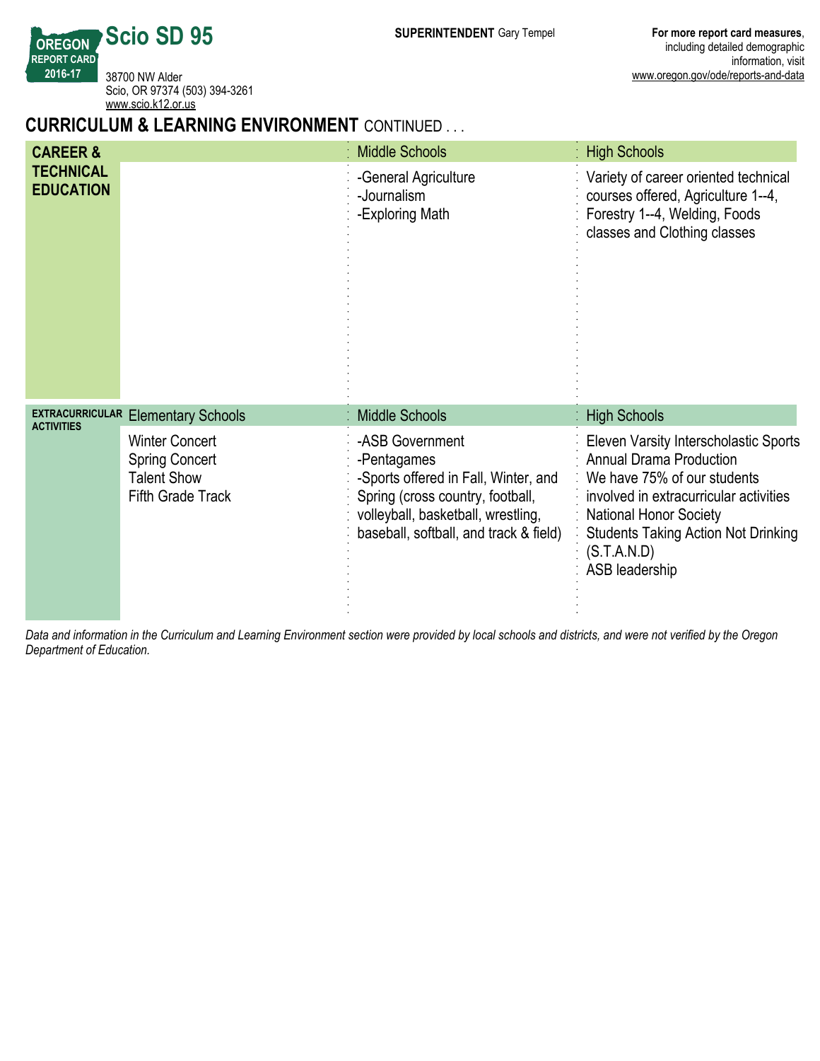Scio SD 95

OREGON REPORT CARD 2016-17

38700 NW Alder
Scio, OR 97374 (503) 394-3261
www.scio.k12.or.us

**SUPERINTENDENT** Gary Tempel

**For more report card measures**, including detailed demographic information, visit www.oregon.gov/ode/reports-and-data

## CURRICULUM & LEARNING ENVIRONMENT CONTINUED . . .

| | | Middle Schools | High Schools |
|---|---|---|---|
| **CAREER & TECHNICAL EDUCATION** | | -General Agriculture<br>-Journalism<br>-Exploring Math | Variety of career oriented technical courses offered, Agriculture 1--4, Forestry 1--4, Welding, Foods classes and Clothing classes |

| | Elementary Schools | Middle Schools | High Schools |
|---|---|---|---|
| **EXTRACURRICULAR ACTIVITIES** | Winter Concert<br>Spring Concert<br>Talent Show<br>Fifth Grade Track | -ASB Government<br>-Pentagames<br>-Sports offered in Fall, Winter, and Spring (cross country, football, volleyball, basketball, wrestling, baseball, softball, and track & field) | Eleven Varsity Interscholastic Sports<br>Annual Drama Production<br>We have 75% of our students involved in extracurricular activities<br>National Honor Society<br>Students Taking Action Not Drinking (S.T.A.N.D)<br>ASB leadership |

*Data and information in the Curriculum and Learning Environment section were provided by local schools and districts, and were not verified by the Oregon Department of Education.*